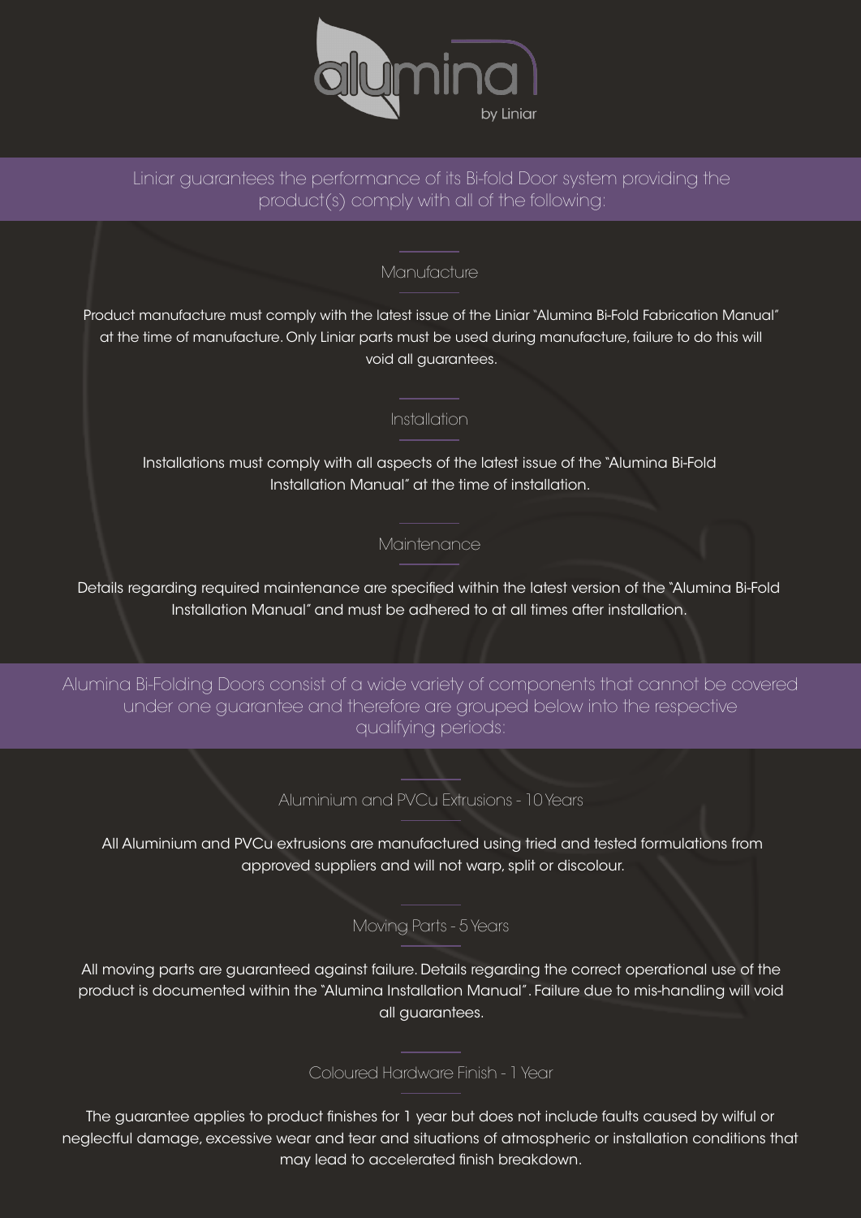# alumina

by Liniar

Liniar guarantees the performance of its Bi-fold Door system providing the product(s) comply with all of the following:

## Manufacture

Product manufacture must comply with the latest issue of the Liniar "Alumina Bi-Fold Fabrication Manual" at the time of manufacture. Only Liniar parts must be used during manufacture, failure to do this will void all guarantees.

## Installation

Installations must comply with all aspects of the latest issue of the "Alumina Bi-Fold Installation Manual" at the time of installation.

## Maintenance

Details regarding required maintenance are specified within the latest version of the "Alumina Bi-Fold Installation Manual" and must be adhered to at all times after installation.

Alumina Bi-Folding Doors consist of a wide variety of components that cannot be covered under one guarantee and therefore are grouped below into the respective qualifying periods:

## Aluminium and PVCu Extrusions - 10 Years

All Aluminium and PVCu extrusions are manufactured using tried and tested formulations from approved suppliers and will not warp, split or discolour.

## Moving Parts - 5 Years

All moving parts are guaranteed against failure. Details regarding the correct operational use of the product is documented within the "Alumina Installation Manual". Failure due to mis-handling will void all guarantees.

## Coloured Hardware Finish - 1 Year

The guarantee applies to product finishes for 1 year but does not include faults caused by wilful or neglectful damage, excessive wear and tear and situations of atmospheric or installation conditions that may lead to accelerated finish breakdown.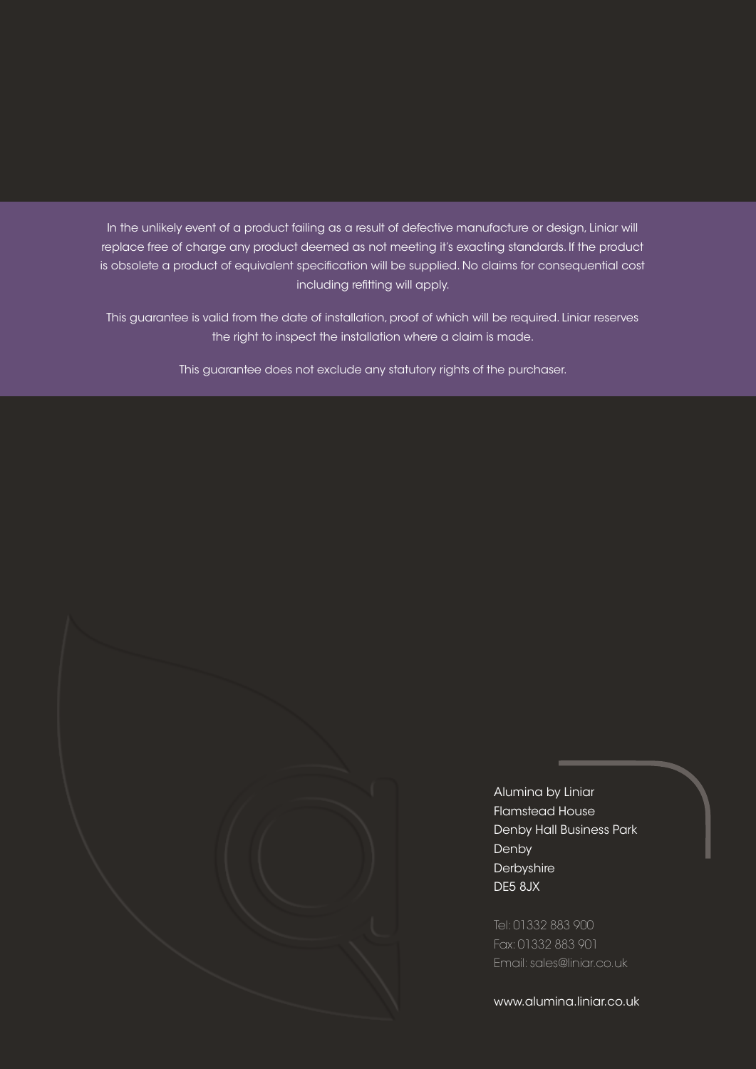In the unlikely event of a product failing as a result of defective manufacture or design, Liniar will replace free of charge any product deemed as not meeting it's exacting standards. If the product is obsolete a product of equivalent specification will be supplied. No claims for consequential cost including refitting will apply.

This guarantee is valid from the date of installation, proof of which will be required. Liniar reserves the right to inspect the installation where a claim is made.

This guarantee does not exclude any statutory rights of the purchaser.

Alumina by Liniar
Flamstead House
Denby Hall Business Park
Denby
Derbyshire
DE5 8JX

Tel: 01332 883 900
Fax: 01332 883 901
Email: sales@liniar.co.uk

www.alumina.liniar.co.uk